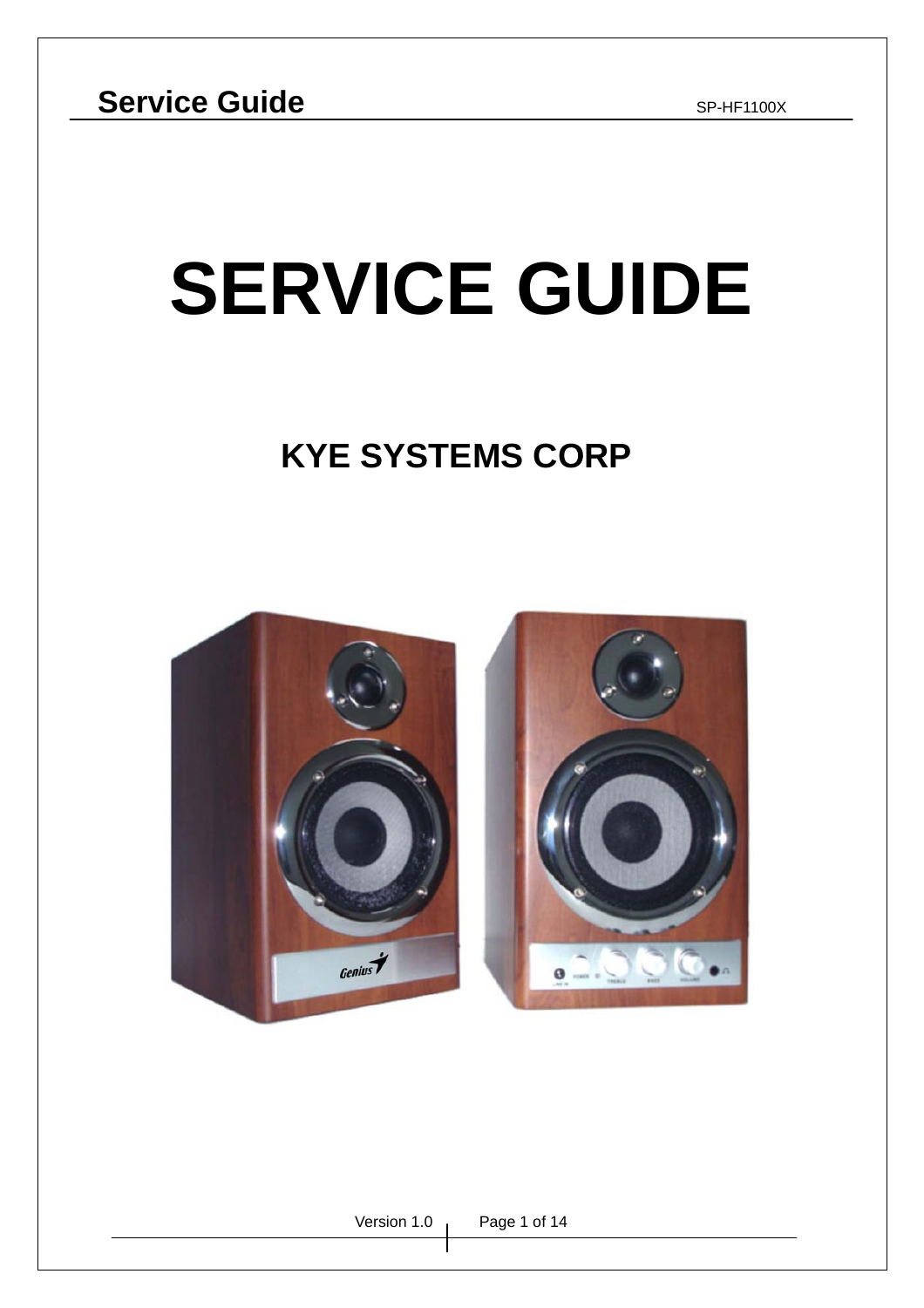# SERVICE GUIDE

## KYE SYSTEMS CORP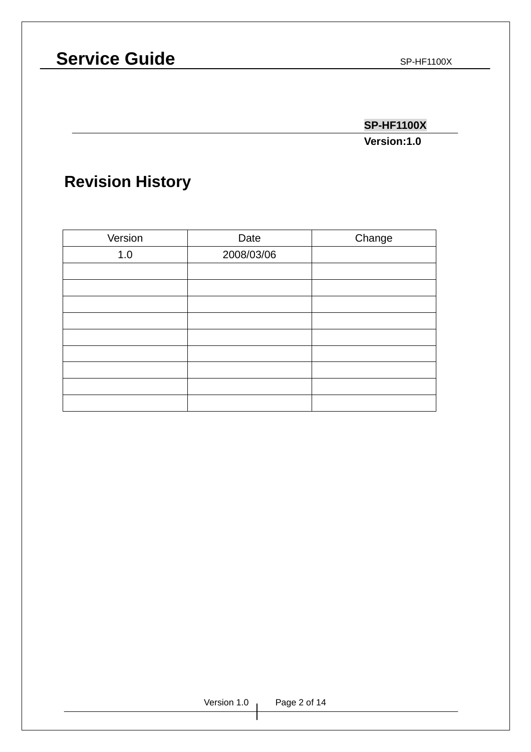**SP-HF1100X**

**Version:1.0**

# Revision History

| Version | Date | Change |
|---|---|---|
| 1.0 | 2008/03/06 | |
| | | |
| | | |
| | | |
| | | |
| | | |
| | | |
| | | |
| | | |
| | | |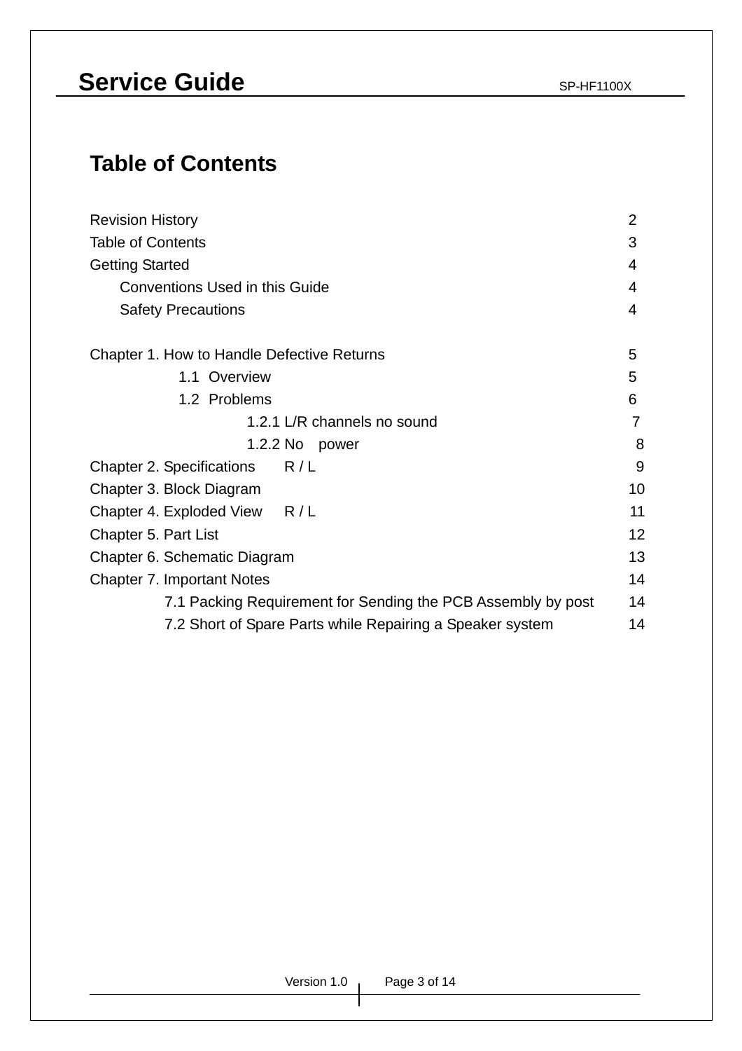# Table of Contents

| | |
|---|---|
| Revision History | 2 |
| Table of Contents | 3 |
| Getting Started | 4 |
| Conventions Used in this Guide | 4 |
| Safety Precautions | 4 |
| Chapter 1. How to Handle Defective Returns | 5 |
| 1.1 Overview | 5 |
| 1.2 Problems | 6 |
| 1.2.1 L/R channels no sound | 7 |
| 1.2.2 No power | 8 |
| Chapter 2. Specifications R / L | 9 |
| Chapter 3. Block Diagram | 10 |
| Chapter 4. Exploded View R / L | 11 |
| Chapter 5. Part List | 12 |
| Chapter 6. Schematic Diagram | 13 |
| Chapter 7. Important Notes | 14 |
| 7.1 Packing Requirement for Sending the PCB Assembly by post | 14 |
| 7.2 Short of Spare Parts while Repairing a Speaker system | 14 |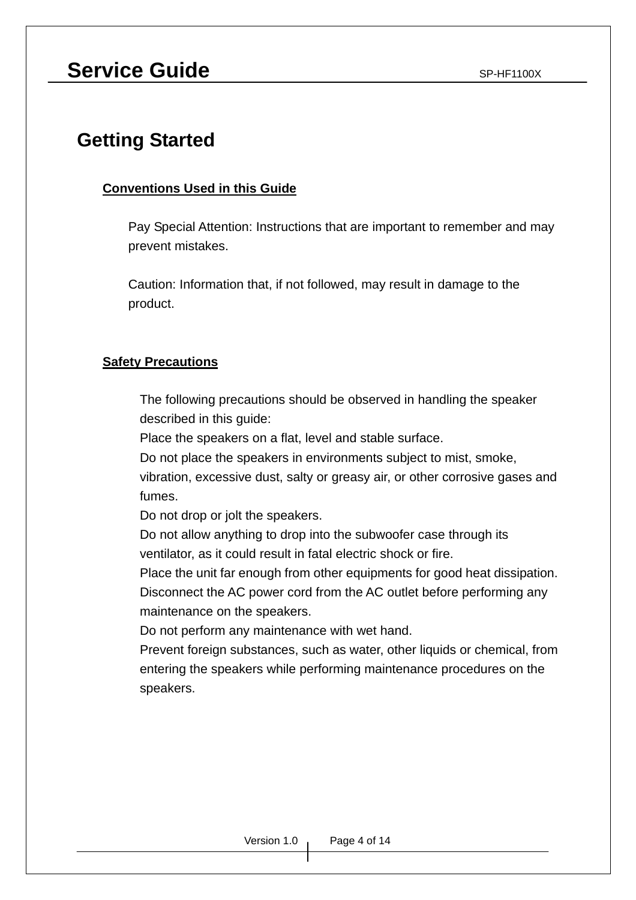# Getting Started

## Conventions Used in this Guide

Pay Special Attention: Instructions that are important to remember and may prevent mistakes.

Caution: Information that, if not followed, may result in damage to the product.

## Safety Precautions

The following precautions should be observed in handling the speaker described in this guide:

Place the speakers on a flat, level and stable surface.

Do not place the speakers in environments subject to mist, smoke, vibration, excessive dust, salty or greasy air, or other corrosive gases and fumes.

Do not drop or jolt the speakers.

Do not allow anything to drop into the subwoofer case through its ventilator, as it could result in fatal electric shock or fire.

Place the unit far enough from other equipments for good heat dissipation.

Disconnect the AC power cord from the AC outlet before performing any maintenance on the speakers.

Do not perform any maintenance with wet hand.

Prevent foreign substances, such as water, other liquids or chemical, from entering the speakers while performing maintenance procedures on the speakers.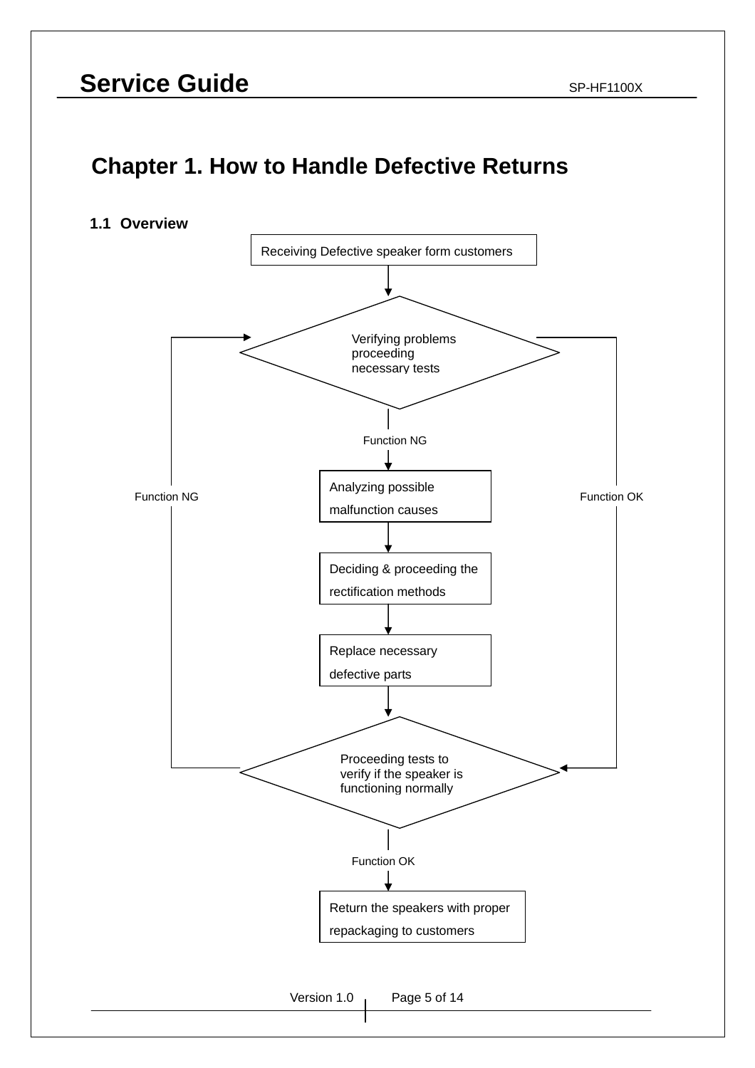# Chapter 1. How to Handle Defective Returns

## 1.1 Overview

Receiving Defective speaker form customers

Verifying problems proceeding necessary tests

Function NG

Analyzing possible malfunction causes

Function NG

Function OK

Deciding & proceeding the rectification methods

Replace necessary defective parts

Proceeding tests to verify if the speaker is functioning normally

Function OK

Return the speakers with proper repackaging to customers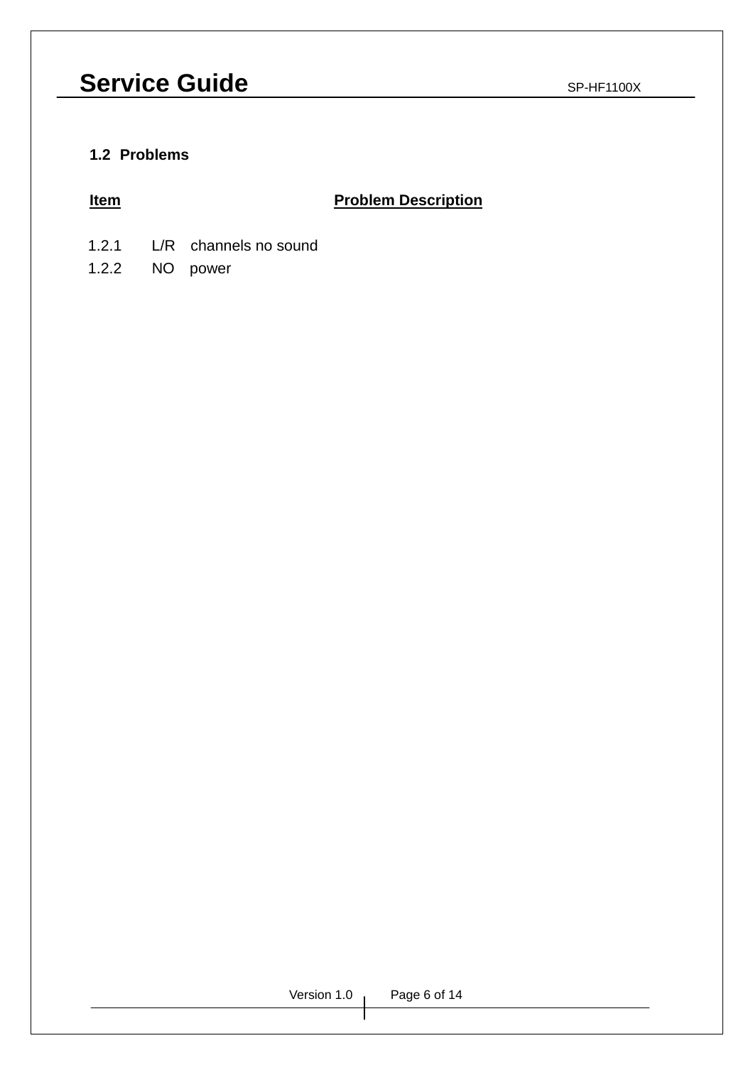## 1.2 Problems

| Item | Problem Description |
|---|---|
| 1.2.1 | L/R channels no sound |
| 1.2.2 | NO power |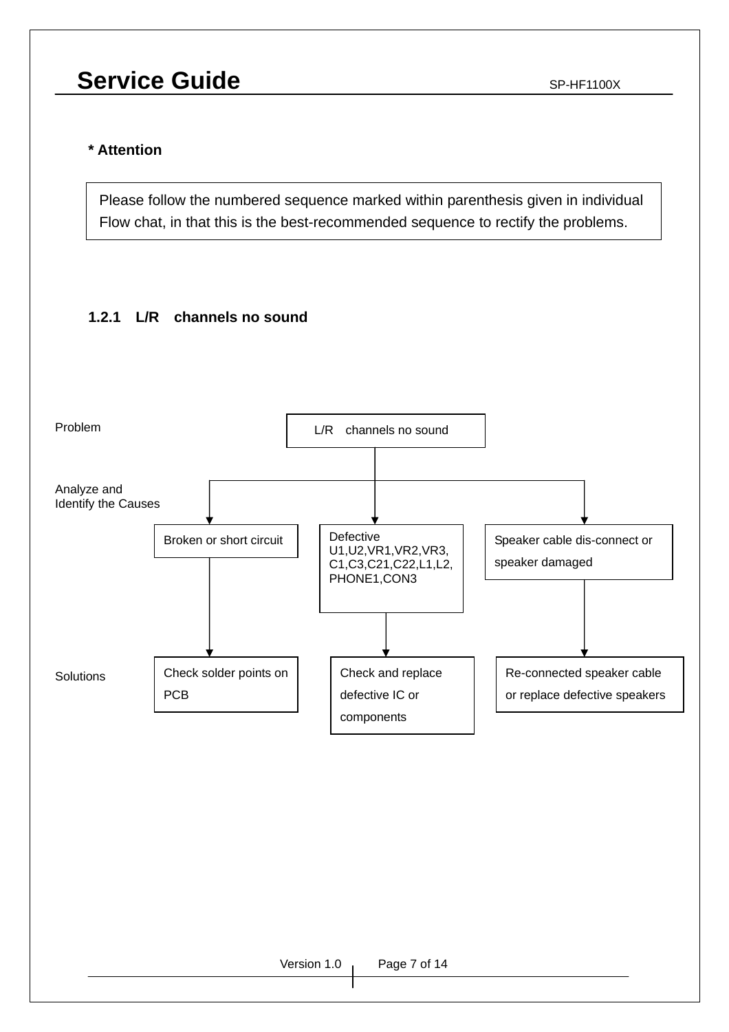**\* Attention**

Please follow the numbered sequence marked within parenthesis given in individual Flow chat, in that this is the best-recommended sequence to rectify the problems.

### 1.2.1 L/R channels no sound

| Problem | L/R channels no sound | | |
|---|---|---|---|
| Analyze and Identify the Causes | Broken or short circuit | Defective U1,U2,VR1,VR2,VR3, C1,C3,C21,C22,L1,L2, PHONE1,CON3 | Speaker cable dis-connect or speaker damaged |
| Solutions | Check solder points on PCB | Check and replace defective IC or components | Re-connected speaker cable or replace defective speakers |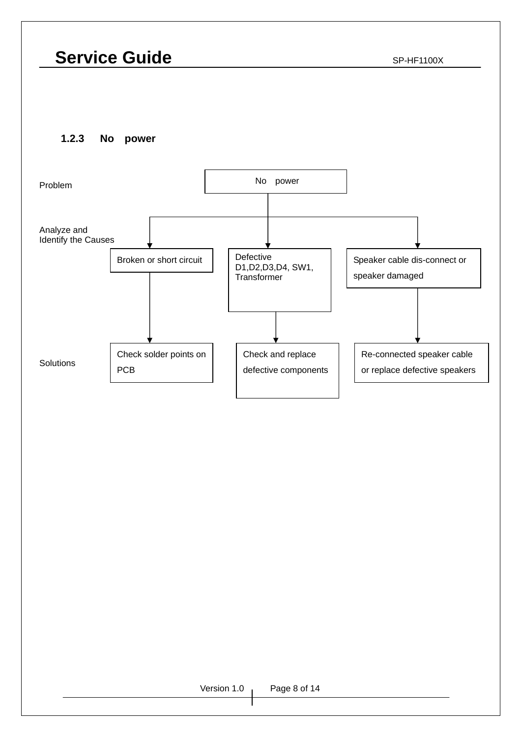### 1.2.3 No power

**Problem**

No power

**Analyze and Identify the Causes**

| Broken or short circuit | Defective D1,D2,D3,D4, SW1, Transformer | Speaker cable dis-connect or speaker damaged |
|---|---|---|

**Solutions**

| Check solder points on PCB | Check and replace defective components | Re-connected speaker cable or replace defective speakers |
|---|---|---|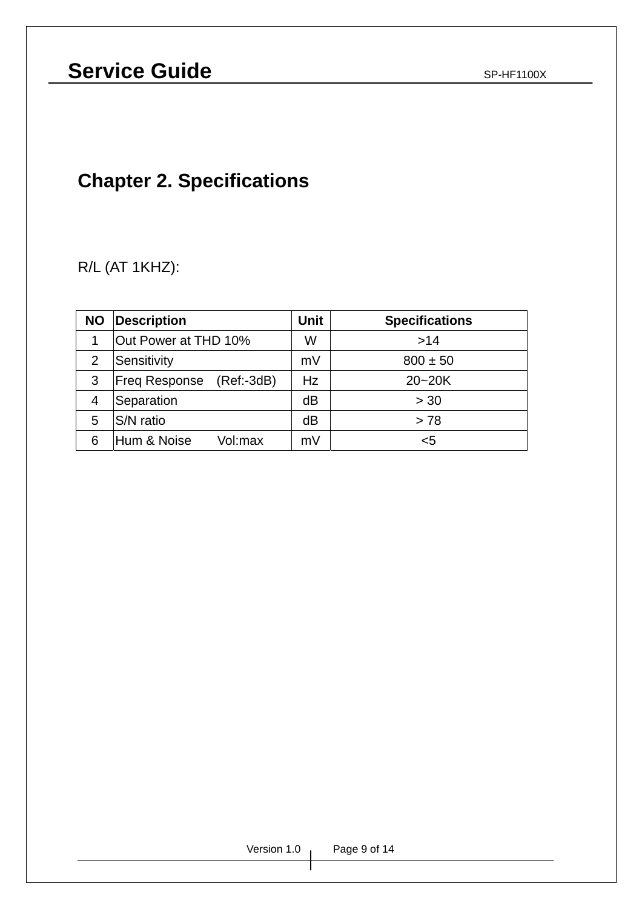# Chapter 2. Specifications

R/L (AT 1KHZ):

| NO | Description | Unit | Specifications |
|---|---|---|---|
| 1 | Out Power at THD 10% | W | >14 |
| 2 | Sensitivity | mV | 800 ± 50 |
| 3 | Freq Response (Ref:-3dB) | Hz | 20~20K |
| 4 | Separation | dB | > 30 |
| 5 | S/N ratio | dB | > 78 |
| 6 | Hum & Noise Vol:max | mV | <5 |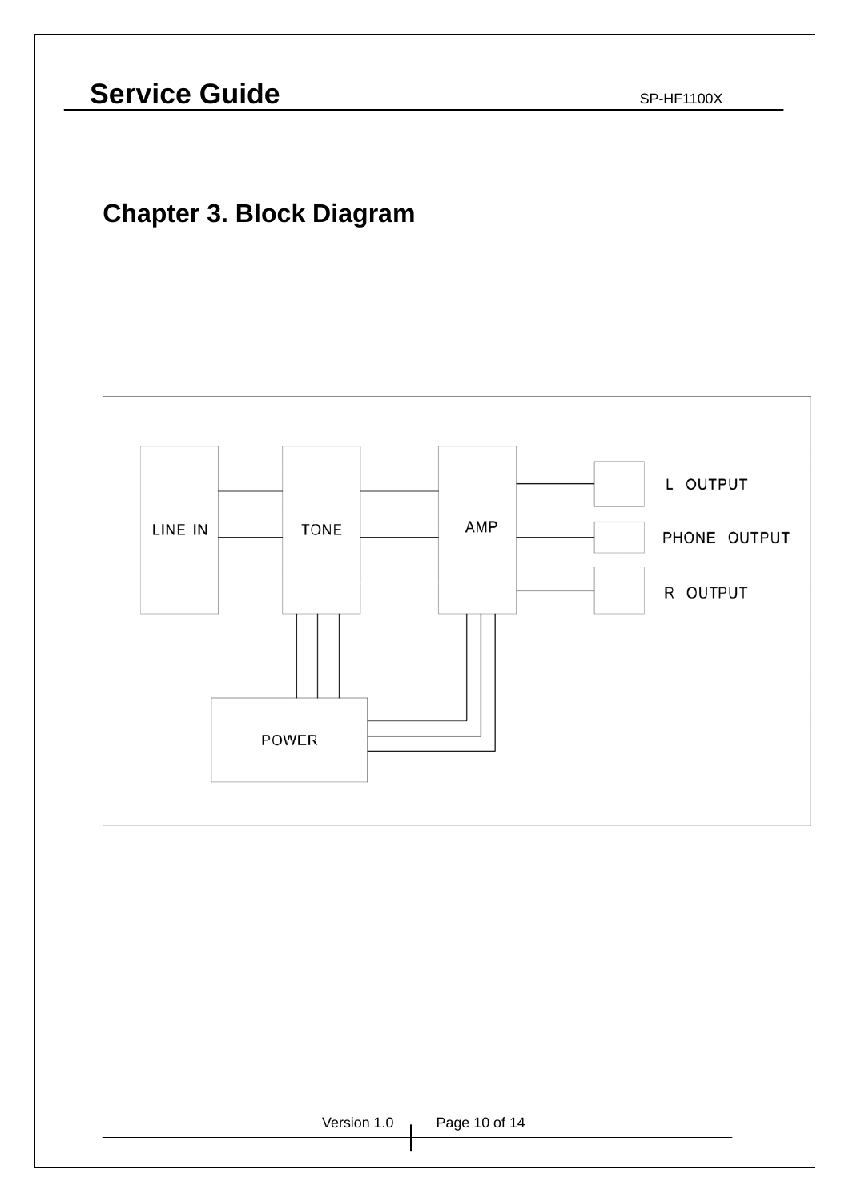# Chapter 3. Block Diagram

LINE IN

TONE

AMP

POWER

L OUTPUT

PHONE OUTPUT

R OUTPUT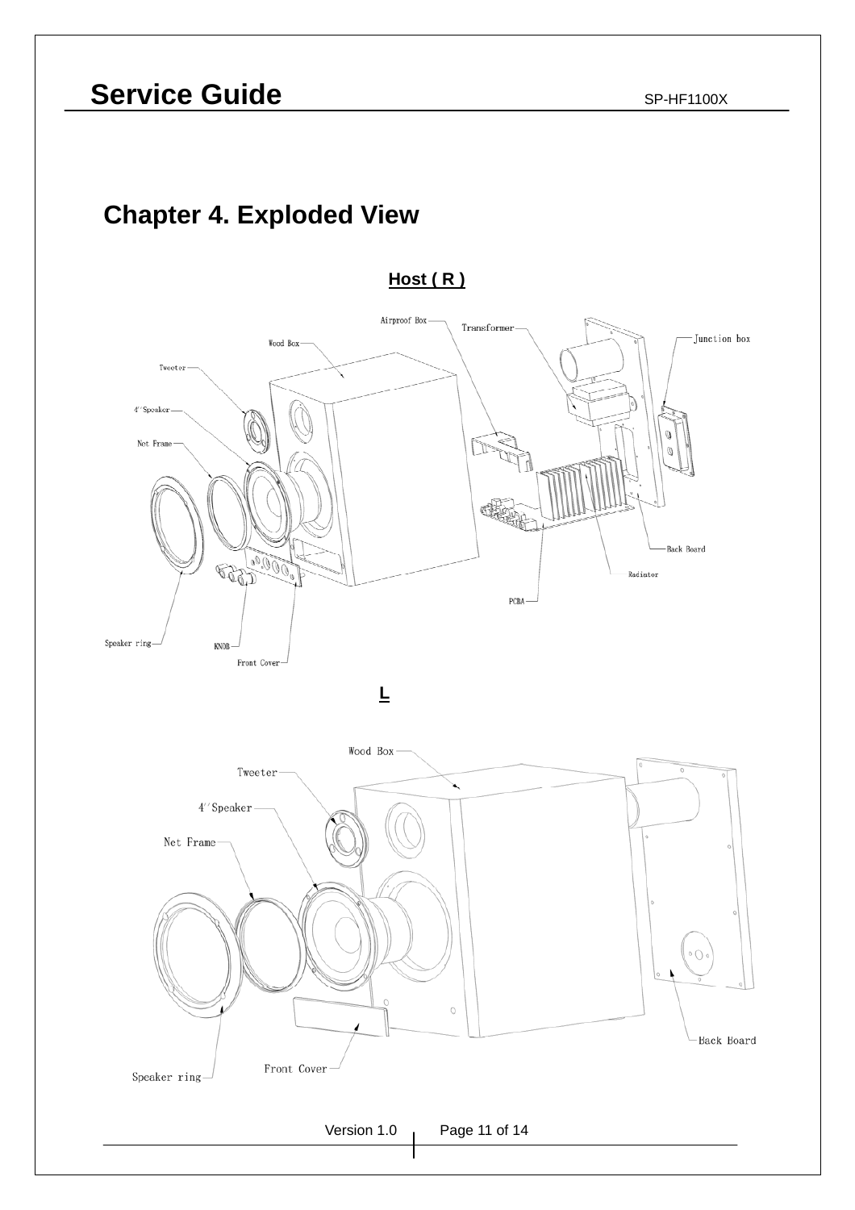# Chapter 4. Exploded View

**Host ( R )**

Airproof Box
Transformer
Junction box
Wood Box
Tweeter
4" Speaker
Net Frame
Back Board
Radiator
PCBA
Speaker ring
KNOB
Front Cover

**L**

Wood Box
Tweeter
4" Speaker
Net Frame
Back Board
Front Cover
Speaker ring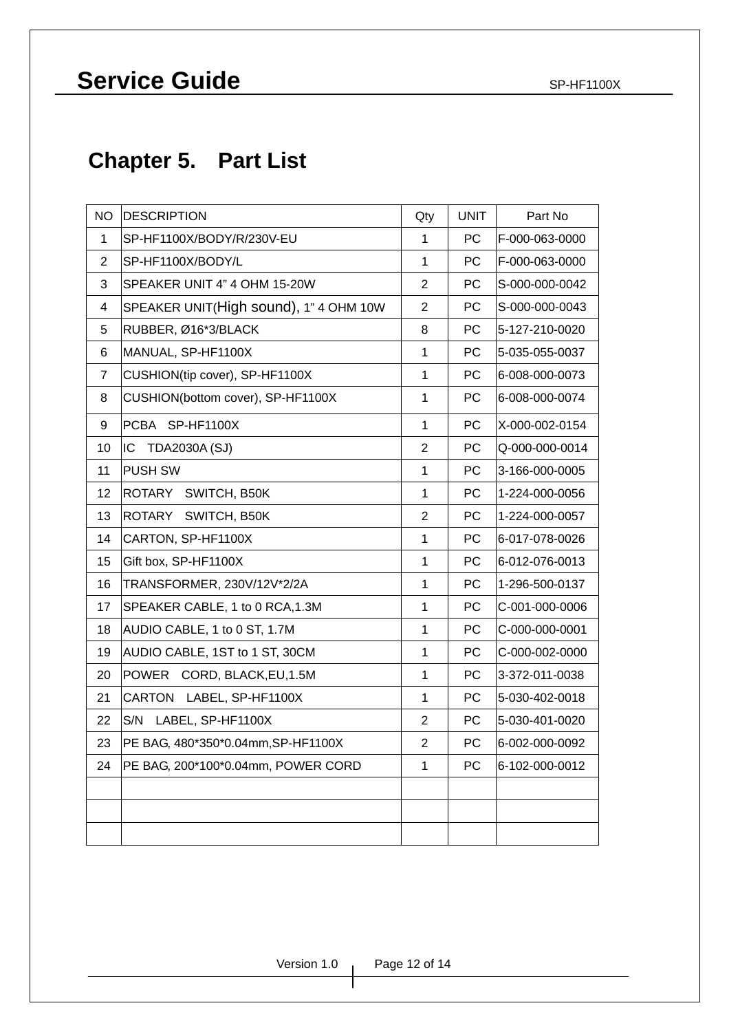# Chapter 5. Part List

| NO | DESCRIPTION | Qty | UNIT | Part No |
|---|---|---|---|---|
| 1 | SP-HF1100X/BODY/R/230V-EU | 1 | PC | F-000-063-0000 |
| 2 | SP-HF1100X/BODY/L | 1 | PC | F-000-063-0000 |
| 3 | SPEAKER UNIT 4" 4 OHM 15-20W | 2 | PC | S-000-000-0042 |
| 4 | SPEAKER UNIT(High sound), 1" 4 OHM 10W | 2 | PC | S-000-000-0043 |
| 5 | RUBBER, Ø16*3/BLACK | 8 | PC | 5-127-210-0020 |
| 6 | MANUAL, SP-HF1100X | 1 | PC | 5-035-055-0037 |
| 7 | CUSHION(tip cover), SP-HF1100X | 1 | PC | 6-008-000-0073 |
| 8 | CUSHION(bottom cover), SP-HF1100X | 1 | PC | 6-008-000-0074 |
| 9 | PCBA SP-HF1100X | 1 | PC | X-000-002-0154 |
| 10 | IC TDA2030A (SJ) | 2 | PC | Q-000-000-0014 |
| 11 | PUSH SW | 1 | PC | 3-166-000-0005 |
| 12 | ROTARY SWITCH, B50K | 1 | PC | 1-224-000-0056 |
| 13 | ROTARY SWITCH, B50K | 2 | PC | 1-224-000-0057 |
| 14 | CARTON, SP-HF1100X | 1 | PC | 6-017-078-0026 |
| 15 | Gift box, SP-HF1100X | 1 | PC | 6-012-076-0013 |
| 16 | TRANSFORMER, 230V/12V*2/2A | 1 | PC | 1-296-500-0137 |
| 17 | SPEAKER CABLE, 1 to 0 RCA,1.3M | 1 | PC | C-001-000-0006 |
| 18 | AUDIO CABLE, 1 to 0 ST, 1.7M | 1 | PC | C-000-000-0001 |
| 19 | AUDIO CABLE, 1ST to 1 ST, 30CM | 1 | PC | C-000-002-0000 |
| 20 | POWER CORD, BLACK,EU,1.5M | 1 | PC | 3-372-011-0038 |
| 21 | CARTON LABEL, SP-HF1100X | 1 | PC | 5-030-402-0018 |
| 22 | S/N LABEL, SP-HF1100X | 2 | PC | 5-030-401-0020 |
| 23 | PE BAG, 480*350*0.04mm,SP-HF1100X | 2 | PC | 6-002-000-0092 |
| 24 | PE BAG, 200*100*0.04mm, POWER CORD | 1 | PC | 6-102-000-0012 |
| | | | | |
| | | | | |
| | | | | |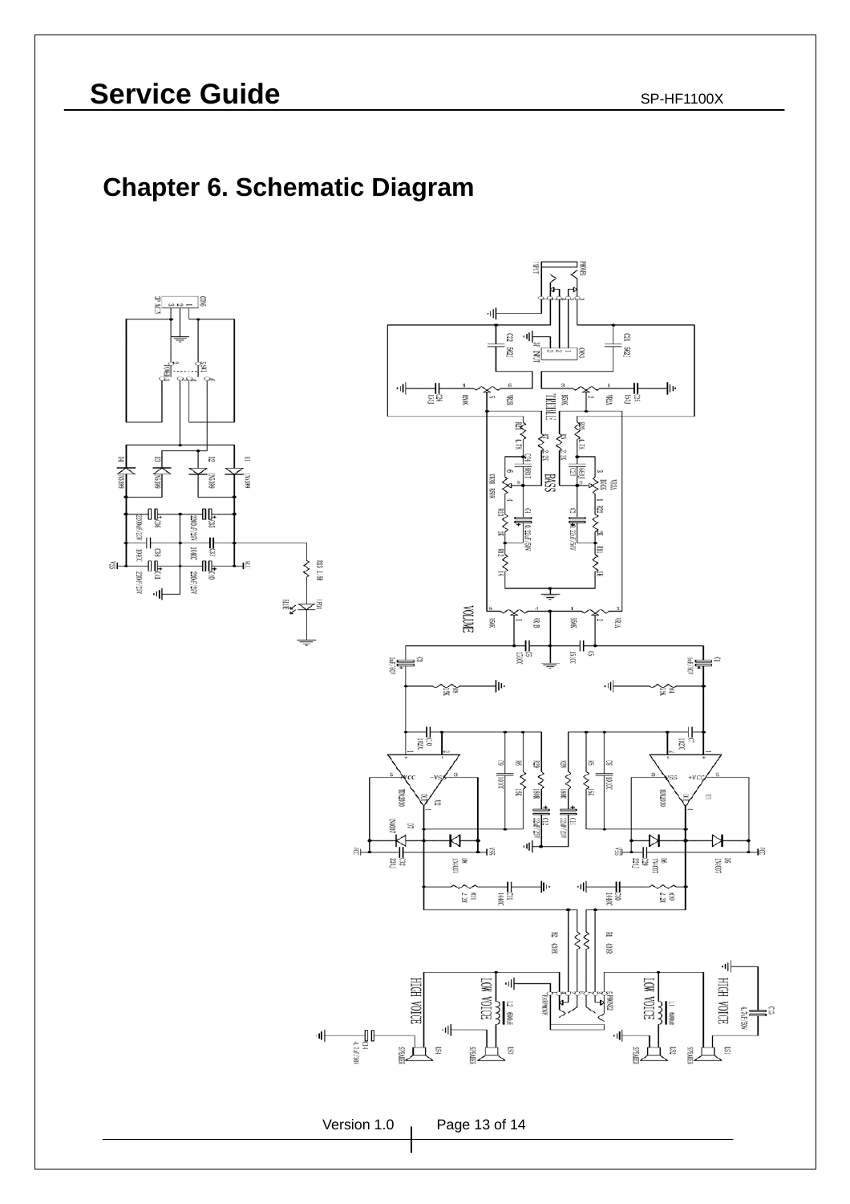# Chapter 6. Schematic Diagram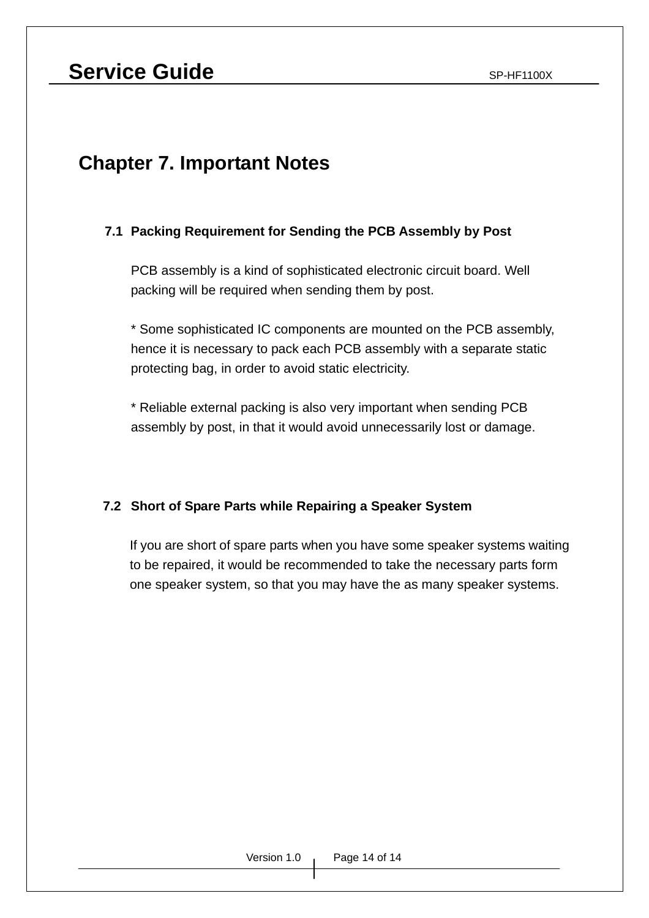# Chapter 7. Important Notes

## 7.1 Packing Requirement for Sending the PCB Assembly by Post

PCB assembly is a kind of sophisticated electronic circuit board. Well packing will be required when sending them by post.

* Some sophisticated IC components are mounted on the PCB assembly, hence it is necessary to pack each PCB assembly with a separate static protecting bag, in order to avoid static electricity.

* Reliable external packing is also very important when sending PCB assembly by post, in that it would avoid unnecessarily lost or damage.

## 7.2 Short of Spare Parts while Repairing a Speaker System

If you are short of spare parts when you have some speaker systems waiting to be repaired, it would be recommended to take the necessary parts form one speaker system, so that you may have the as many speaker systems.